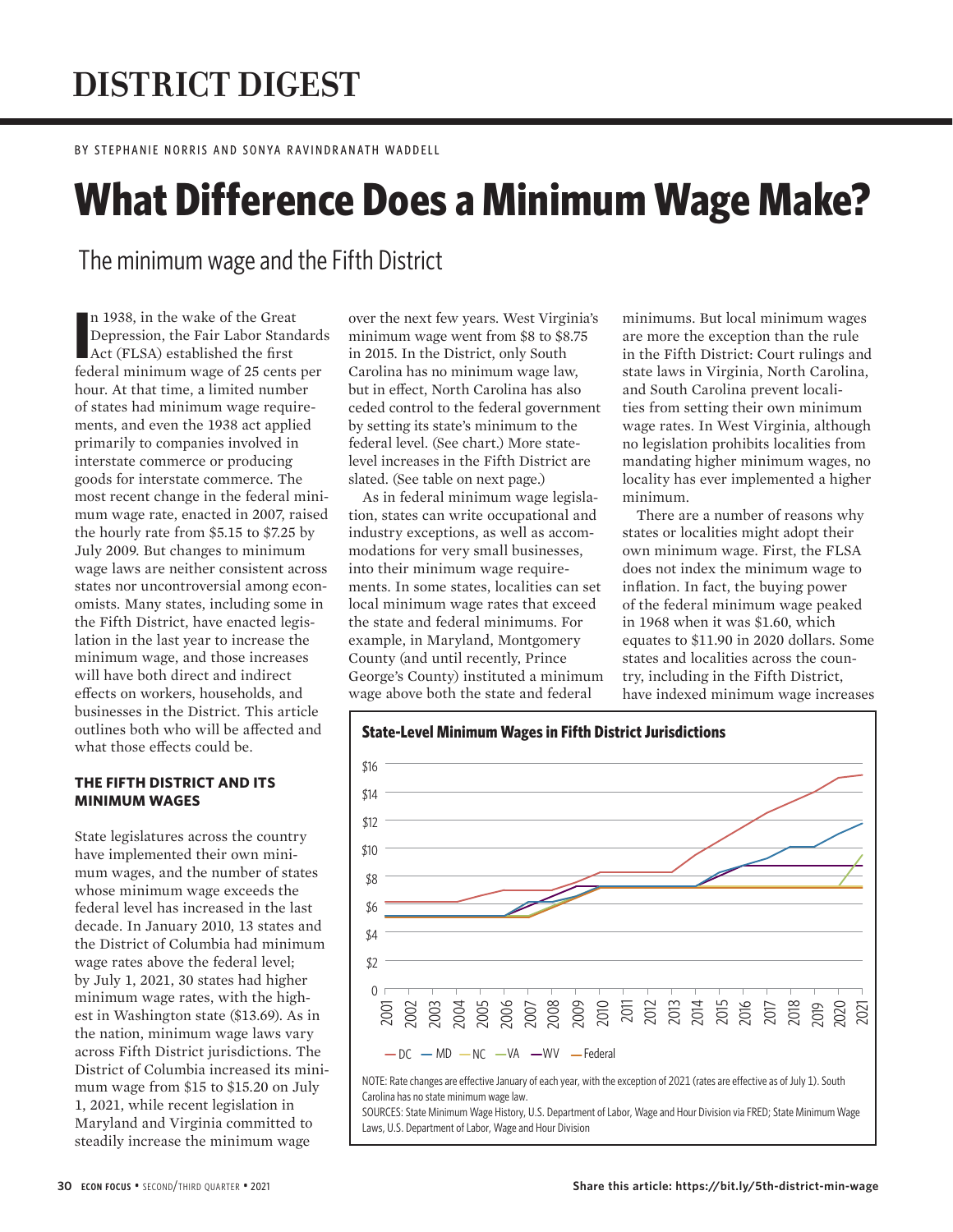# DISTRICT DIGEST

BY STEPHANIE NORRIS AND SONYA RAVINDRANATH WADDELL

# What Difference Does a Minimum Wage Make?

## The minimum wage and the Fifth District

In 1938, in the wake of the Great Depression, the Fair Labor Standards Act (FLSA) established the first federal minimum wage of 25 cents per hour. At that time, a limited number of states had minimum wage requirements, and even the 1938 act applied primarily to companies involved in interstate commerce or producing goods for interstate commerce. The most recent change in the federal minimum wage rate, enacted in 2007, raised the hourly rate from $5.15 to $7.25 by July 2009. But changes to minimum wage laws are neither consistent across states nor uncontroversial among economists. Many states, including some in the Fifth District, have enacted legislation in the last year to increase the minimum wage, and those increases will have both direct and indirect effects on workers, households, and businesses in the District. This article outlines both who will be affected and what those effects could be.

### THE FIFTH DISTRICT AND ITS MINIMUM WAGES

State legislatures across the country have implemented their own minimum wages, and the number of states whose minimum wage exceeds the federal level has increased in the last decade. In January 2010, 13 states and the District of Columbia had minimum wage rates above the federal level; by July 1, 2021, 30 states had higher minimum wage rates, with the highest in Washington state ($13.69). As in the nation, minimum wage laws vary across Fifth District jurisdictions. The District of Columbia increased its minimum wage from $15 to $15.20 on July 1, 2021, while recent legislation in Maryland and Virginia committed to steadily increase the minimum wage over the next few years. West Virginia's minimum wage went from $8 to $8.75 in 2015. In the District, only South Carolina has no minimum wage law, but in effect, North Carolina has also ceded control to the federal government by setting its state's minimum to the federal level. (See chart.) More state-level increases in the Fifth District are slated. (See table on next page.)

As in federal minimum wage legislation, states can write occupational and industry exceptions, as well as accommodations for very small businesses, into their minimum wage requirements. In some states, localities can set local minimum wage rates that exceed the state and federal minimums. For example, in Maryland, Montgomery County (and until recently, Prince George's County) instituted a minimum wage above both the state and federal minimums. But local minimum wages are more the exception than the rule in the Fifth District: Court rulings and state laws in Virginia, North Carolina, and South Carolina prevent localities from setting their own minimum wage rates. In West Virginia, although no legislation prohibits localities from mandating higher minimum wages, no locality has ever implemented a higher minimum.

There are a number of reasons why states or localities might adopt their own minimum wage. First, the FLSA does not index the minimum wage to inflation. In fact, the buying power of the federal minimum wage peaked in 1968 when it was $1.60, which equates to $11.90 in 2020 dollars. Some states and localities across the country, including in the Fifth District, have indexed minimum wage increases

**State-Level Minimum Wages in Fifth District Jurisdictions**

[Line chart: minimum wages 2001–2021 for DC, MD, NC, VA, WV, and Federal; y-axis $0 to $16]

NOTE: Rate changes are effective January of each year, with the exception of 2021 (rates are effective as of July 1). South Carolina has no state minimum wage law.
SOURCES: State Minimum Wage History, U.S. Department of Labor, Wage and Hour Division via FRED; State Minimum Wage Laws, U.S. Department of Labor, Wage and Hour Division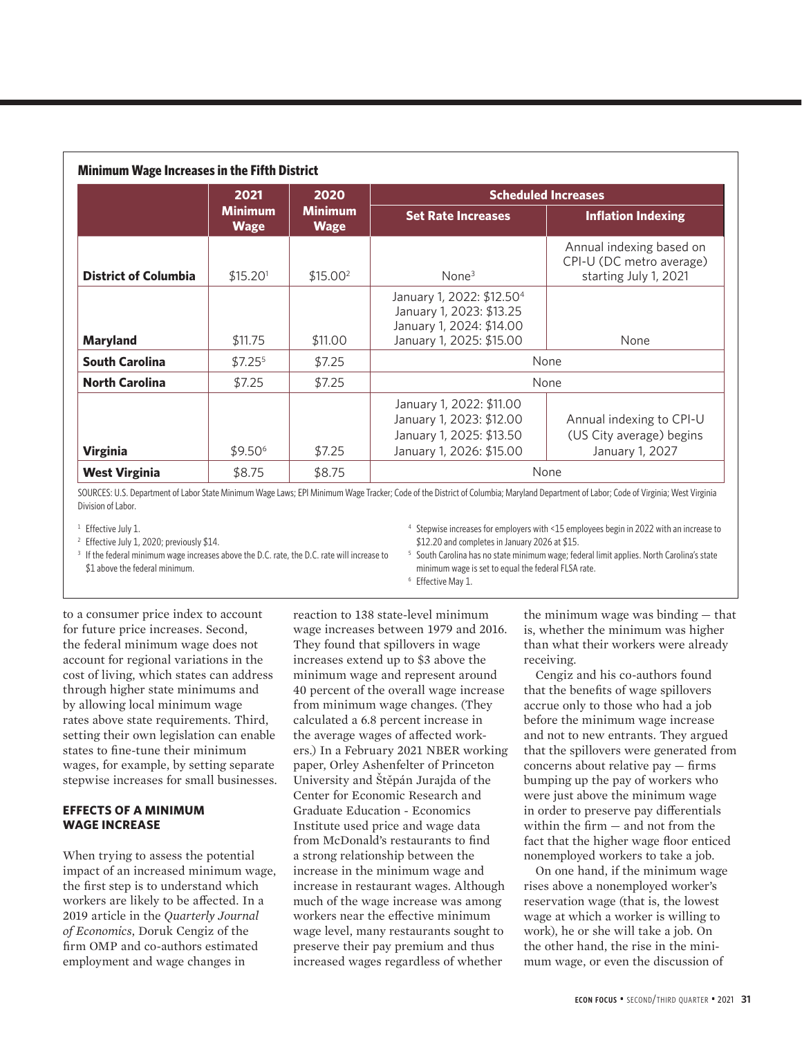**Minimum Wage Increases in the Fifth District**

| | 2021 Minimum Wage | 2020 Minimum Wage | Scheduled Increases | |
|---|---|---|---|---|
| | | | Set Rate Increases | Inflation Indexing |
| **District of Columbia** | $15.20[1] | $15.00[2] | None[3] | Annual indexing based on CPI-U (DC metro average) starting July 1, 2021 |
| **Maryland** | $11.75 | $11.00 | January 1, 2022: $12.50[4] January 1, 2023: $13.25 January 1, 2024: $14.00 January 1, 2025: $15.00 | None |
| **South Carolina** | $7.25[5] | $7.25 | None | |
| **North Carolina** | $7.25 | $7.25 | None | |
| **Virginia** | $9.50[6] | $7.25 | January 1, 2022: $11.00 January 1, 2023: $12.00 January 1, 2025: $13.50 January 1, 2026: $15.00 | Annual indexing to CPI-U (US City average) begins January 1, 2027 |
| **West Virginia** | $8.75 | $8.75 | None | |

SOURCES: U.S. Department of Labor State Minimum Wage Laws; EPI Minimum Wage Tracker; Code of the District of Columbia; Maryland Department of Labor; Code of Virginia; West Virginia Division of Labor.

[1] Effective July 1.
[2] Effective July 1, 2020; previously $14.
[3] If the federal minimum wage increases above the D.C. rate, the D.C. rate will increase to $1 above the federal minimum.
[4] Stepwise increases for employers with <15 employees begin in 2022 with an increase to $12.20 and completes in January 2026 at $15.
[5] South Carolina has no state minimum wage; federal limit applies. North Carolina's state minimum wage is set to equal the federal FLSA rate.
[6] Effective May 1.

to a consumer price index to account for future price increases. Second, the federal minimum wage does not account for regional variations in the cost of living, which states can address through higher state minimums and by allowing local minimum wage rates above state requirements. Third, setting their own legislation can enable states to fine-tune their minimum wages, for example, by setting separate stepwise increases for small businesses.

## EFFECTS OF A MINIMUM WAGE INCREASE

When trying to assess the potential impact of an increased minimum wage, the first step is to understand which workers are likely to be affected. In a 2019 article in the *Quarterly Journal of Economics*, Doruk Cengiz of the firm OMP and co-authors estimated employment and wage changes in reaction to 138 state-level minimum wage increases between 1979 and 2016. They found that spillovers in wage increases extend up to $3 above the minimum wage and represent around 40 percent of the overall wage increase from minimum wage changes. (They calculated a 6.8 percent increase in the average wages of affected workers.) In a February 2021 NBER working paper, Orley Ashenfelter of Princeton University and Štěpán Jurajda of the Center for Economic Research and Graduate Education - Economics Institute used price and wage data from McDonald's restaurants to find a strong relationship between the increase in the minimum wage and increase in restaurant wages. Although much of the wage increase was among workers near the effective minimum wage level, many restaurants sought to preserve their pay premium and thus increased wages regardless of whether the minimum wage was binding — that is, whether the minimum was higher than what their workers were already receiving.

Cengiz and his co-authors found that the benefits of wage spillovers accrue only to those who had a job before the minimum wage increase and not to new entrants. They argued that the spillovers were generated from concerns about relative pay — firms bumping up the pay of workers who were just above the minimum wage in order to preserve pay differentials within the firm — and not from the fact that the higher wage floor enticed nonemployed workers to take a job.

On one hand, if the minimum wage rises above a nonemployed worker's reservation wage (that is, the lowest wage at which a worker is willing to work), he or she will take a job. On the other hand, the rise in the minimum wage, or even the discussion of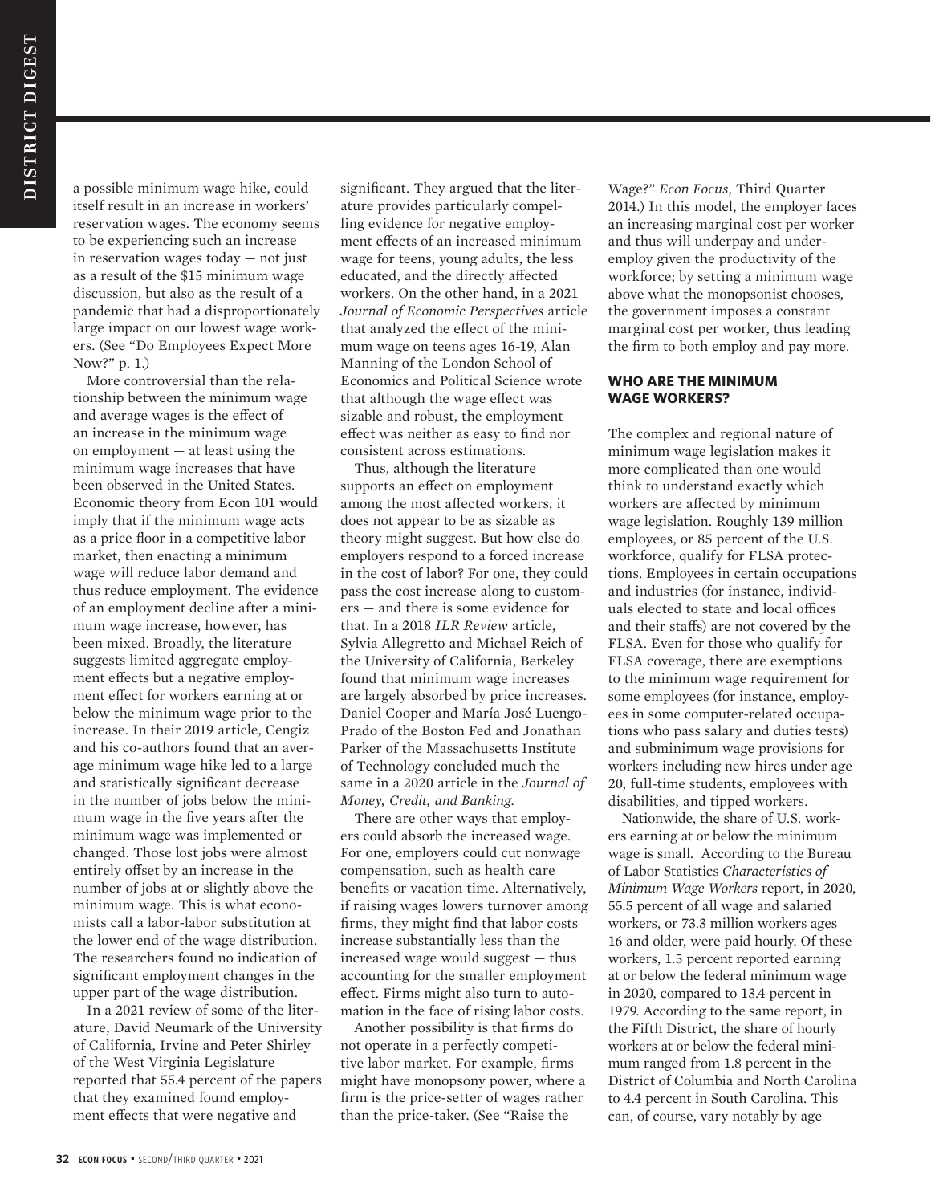a possible minimum wage hike, could itself result in an increase in workers' reservation wages. The economy seems to be experiencing such an increase in reservation wages today — not just as a result of the $15 minimum wage discussion, but also as the result of a pandemic that had a disproportionately large impact on our lowest wage workers. (See "Do Employees Expect More Now?" p. 1.)

More controversial than the relationship between the minimum wage and average wages is the effect of an increase in the minimum wage on employment — at least using the minimum wage increases that have been observed in the United States. Economic theory from Econ 101 would imply that if the minimum wage acts as a price floor in a competitive labor market, then enacting a minimum wage will reduce labor demand and thus reduce employment. The evidence of an employment decline after a minimum wage increase, however, has been mixed. Broadly, the literature suggests limited aggregate employment effects but a negative employment effect for workers earning at or below the minimum wage prior to the increase. In their 2019 article, Cengiz and his co-authors found that an average minimum wage hike led to a large and statistically significant decrease in the number of jobs below the minimum wage in the five years after the minimum wage was implemented or changed. Those lost jobs were almost entirely offset by an increase in the number of jobs at or slightly above the minimum wage. This is what economists call a labor-labor substitution at the lower end of the wage distribution. The researchers found no indication of significant employment changes in the upper part of the wage distribution.

In a 2021 review of some of the literature, David Neumark of the University of California, Irvine and Peter Shirley of the West Virginia Legislature reported that 55.4 percent of the papers that they examined found employment effects that were negative and significant. They argued that the literature provides particularly compelling evidence for negative employment effects of an increased minimum wage for teens, young adults, the less educated, and the directly affected workers. On the other hand, in a 2021 *Journal of Economic Perspectives* article that analyzed the effect of the minimum wage on teens ages 16-19, Alan Manning of the London School of Economics and Political Science wrote that although the wage effect was sizable and robust, the employment effect was neither as easy to find nor consistent across estimations.

Thus, although the literature supports an effect on employment among the most affected workers, it does not appear to be as sizable as theory might suggest. But how else do employers respond to a forced increase in the cost of labor? For one, they could pass the cost increase along to customers — and there is some evidence for that. In a 2018 *ILR Review* article, Sylvia Allegretto and Michael Reich of the University of California, Berkeley found that minimum wage increases are largely absorbed by price increases. Daniel Cooper and María José Luengo-Prado of the Boston Fed and Jonathan Parker of the Massachusetts Institute of Technology concluded much the same in a 2020 article in the *Journal of Money, Credit, and Banking.*

There are other ways that employers could absorb the increased wage. For one, employers could cut nonwage compensation, such as health care benefits or vacation time. Alternatively, if raising wages lowers turnover among firms, they might find that labor costs increase substantially less than the increased wage would suggest — thus accounting for the smaller employment effect. Firms might also turn to automation in the face of rising labor costs.

Another possibility is that firms do not operate in a perfectly competitive labor market. For example, firms might have monopsony power, where a firm is the price-setter of wages rather than the price-taker. (See "Raise the Wage?" *Econ Focus,* Third Quarter 2014.) In this model, the employer faces an increasing marginal cost per worker and thus will underpay and underemploy given the productivity of the workforce; by setting a minimum wage above what the monopsonist chooses, the government imposes a constant marginal cost per worker, thus leading the firm to both employ and pay more.

### WHO ARE THE MINIMUM WAGE WORKERS?

The complex and regional nature of minimum wage legislation makes it more complicated than one would think to understand exactly which workers are affected by minimum wage legislation. Roughly 139 million employees, or 85 percent of the U.S. workforce, qualify for FLSA protections. Employees in certain occupations and industries (for instance, individuals elected to state and local offices and their staffs) are not covered by the FLSA. Even for those who qualify for FLSA coverage, there are exemptions to the minimum wage requirement for some employees (for instance, employees in some computer-related occupations who pass salary and duties tests) and subminimum wage provisions for workers including new hires under age 20, full-time students, employees with disabilities, and tipped workers.

Nationwide, the share of U.S. workers earning at or below the minimum wage is small. According to the Bureau of Labor Statistics *Characteristics of Minimum Wage Workers* report, in 2020, 55.5 percent of all wage and salaried workers, or 73.3 million workers ages 16 and older, were paid hourly. Of these workers, 1.5 percent reported earning at or below the federal minimum wage in 2020, compared to 13.4 percent in 1979. According to the same report, in the Fifth District, the share of hourly workers at or below the federal minimum wage ranged from 1.8 percent in the District of Columbia and North Carolina to 4.4 percent in South Carolina. This can, of course, vary notably by age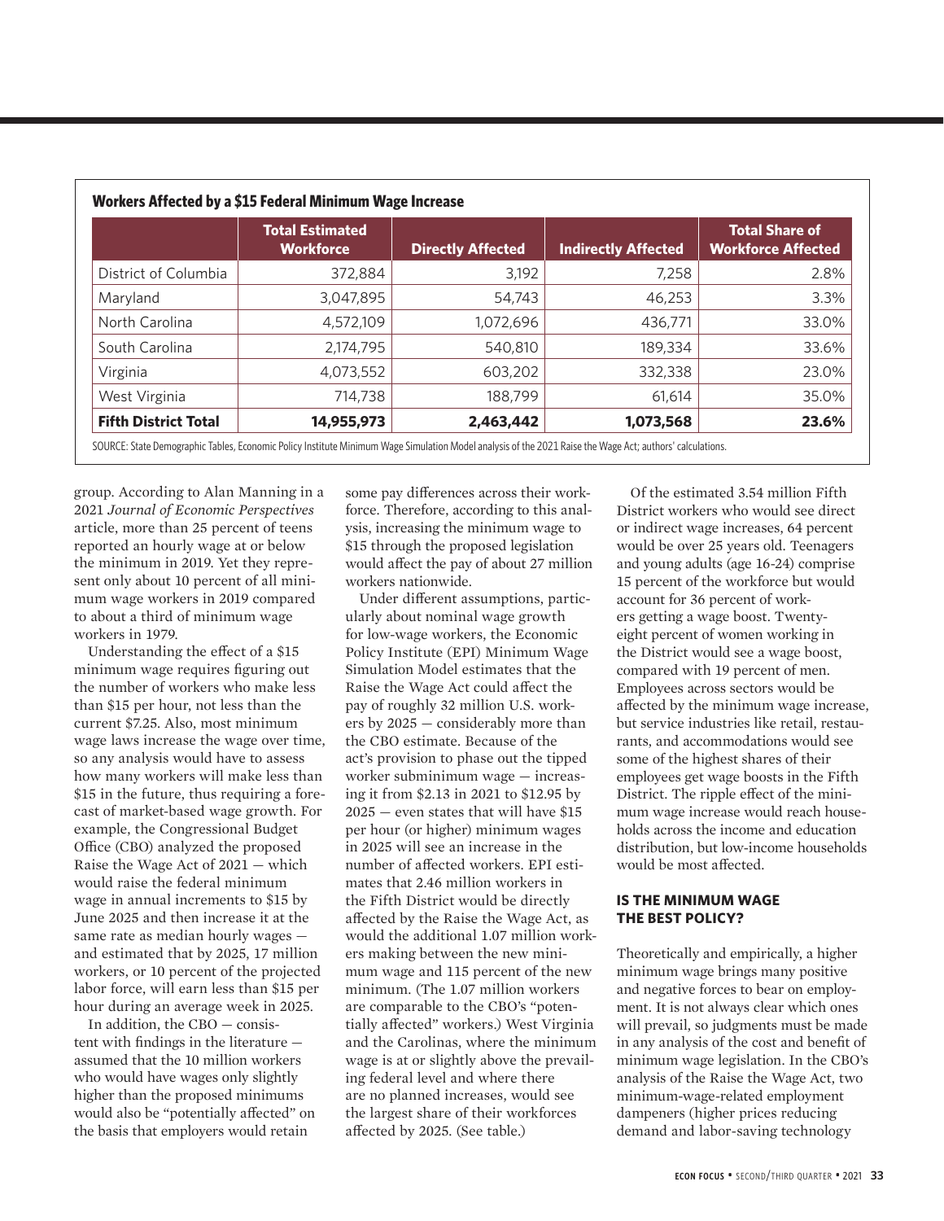**Workers Affected by a $15 Federal Minimum Wage Increase**

| | Total Estimated Workforce | Directly Affected | Indirectly Affected | Total Share of Workforce Affected |
|---|---|---|---|---|
| District of Columbia | 372,884 | 3,192 | 7,258 | 2.8% |
| Maryland | 3,047,895 | 54,743 | 46,253 | 3.3% |
| North Carolina | 4,572,109 | 1,072,696 | 436,771 | 33.0% |
| South Carolina | 2,174,795 | 540,810 | 189,334 | 33.6% |
| Virginia | 4,073,552 | 603,202 | 332,338 | 23.0% |
| West Virginia | 714,738 | 188,799 | 61,614 | 35.0% |
| **Fifth District Total** | **14,955,973** | **2,463,442** | **1,073,568** | **23.6%** |

SOURCE: State Demographic Tables, Economic Policy Institute Minimum Wage Simulation Model analysis of the 2021 Raise the Wage Act; authors' calculations.

group. According to Alan Manning in a 2021 *Journal of Economic Perspectives* article, more than 25 percent of teens reported an hourly wage at or below the minimum in 2019. Yet they represent only about 10 percent of all minimum wage workers in 2019 compared to about a third of minimum wage workers in 1979.

Understanding the effect of a $15 minimum wage requires figuring out the number of workers who make less than $15 per hour, not less than the current $7.25. Also, most minimum wage laws increase the wage over time, so any analysis would have to assess how many workers will make less than $15 in the future, thus requiring a forecast of market-based wage growth. For example, the Congressional Budget Office (CBO) analyzed the proposed Raise the Wage Act of 2021 — which would raise the federal minimum wage in annual increments to $15 by June 2025 and then increase it at the same rate as median hourly wages — and estimated that by 2025, 17 million workers, or 10 percent of the projected labor force, will earn less than $15 per hour during an average week in 2025.

In addition, the CBO — consistent with findings in the literature — assumed that the 10 million workers who would have wages only slightly higher than the proposed minimums would also be "potentially affected" on the basis that employers would retain some pay differences across their workforce. Therefore, according to this analysis, increasing the minimum wage to $15 through the proposed legislation would affect the pay of about 27 million workers nationwide.

Under different assumptions, particularly about nominal wage growth for low-wage workers, the Economic Policy Institute (EPI) Minimum Wage Simulation Model estimates that the Raise the Wage Act could affect the pay of roughly 32 million U.S. workers by 2025 — considerably more than the CBO estimate. Because of the act's provision to phase out the tipped worker subminimum wage — increasing it from $2.13 in 2021 to $12.95 by 2025 — even states that will have $15 per hour (or higher) minimum wages in 2025 will see an increase in the number of affected workers. EPI estimates that 2.46 million workers in the Fifth District would be directly affected by the Raise the Wage Act, as would the additional 1.07 million workers making between the new minimum wage and 115 percent of the new minimum. (The 1.07 million workers are comparable to the CBO's "potentially affected" workers.) West Virginia and the Carolinas, where the minimum wage is at or slightly above the prevailing federal level and where there are no planned increases, would see the largest share of their workforces affected by 2025. (See table.)

Of the estimated 3.54 million Fifth District workers who would see direct or indirect wage increases, 64 percent would be over 25 years old. Teenagers and young adults (age 16-24) comprise 15 percent of the workforce but would account for 36 percent of workers getting a wage boost. Twenty-eight percent of women working in the District would see a wage boost, compared with 19 percent of men. Employees across sectors would be affected by the minimum wage increase, but service industries like retail, restaurants, and accommodations would see some of the highest shares of their employees get wage boosts in the Fifth District. The ripple effect of the minimum wage increase would reach households across the income and education distribution, but low-income households would be most affected.

### IS THE MINIMUM WAGE THE BEST POLICY?

Theoretically and empirically, a higher minimum wage brings many positive and negative forces to bear on employment. It is not always clear which ones will prevail, so judgments must be made in any analysis of the cost and benefit of minimum wage legislation. In the CBO's analysis of the Raise the Wage Act, two minimum-wage-related employment dampeners (higher prices reducing demand and labor-saving technology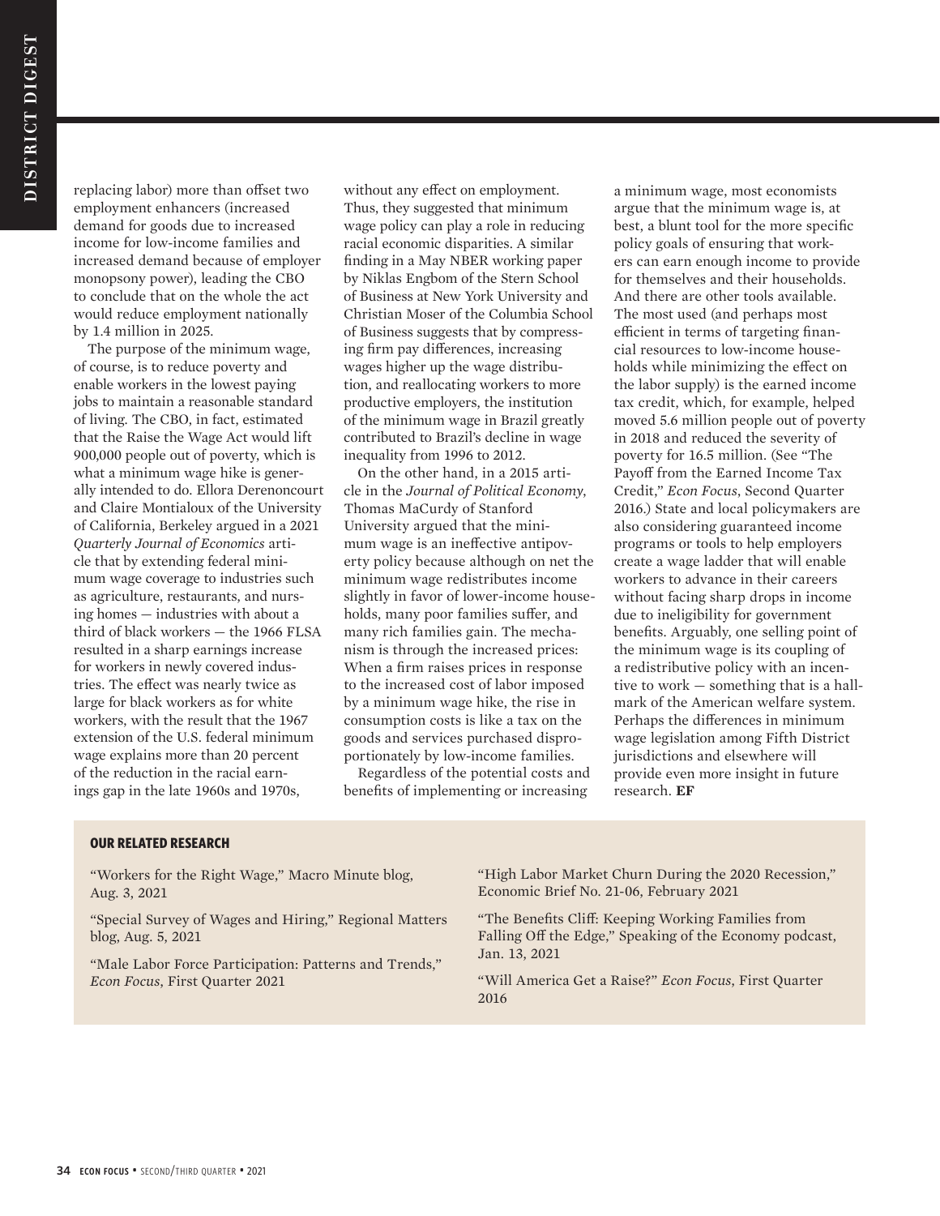replacing labor) more than offset two employment enhancers (increased demand for goods due to increased income for low-income families and increased demand because of employer monopsony power), leading the CBO to conclude that on the whole the act would reduce employment nationally by 1.4 million in 2025.

The purpose of the minimum wage, of course, is to reduce poverty and enable workers in the lowest paying jobs to maintain a reasonable standard of living. The CBO, in fact, estimated that the Raise the Wage Act would lift 900,000 people out of poverty, which is what a minimum wage hike is generally intended to do. Ellora Derenoncourt and Claire Montialoux of the University of California, Berkeley argued in a 2021 *Quarterly Journal of Economics* article that by extending federal minimum wage coverage to industries such as agriculture, restaurants, and nursing homes — industries with about a third of black workers — the 1966 FLSA resulted in a sharp earnings increase for workers in newly covered industries. The effect was nearly twice as large for black workers as for white workers, with the result that the 1967 extension of the U.S. federal minimum wage explains more than 20 percent of the reduction in the racial earnings gap in the late 1960s and 1970s, without any effect on employment. Thus, they suggested that minimum wage policy can play a role in reducing racial economic disparities. A similar finding in a May NBER working paper by Niklas Engbom of the Stern School of Business at New York University and Christian Moser of the Columbia School of Business suggests that by compressing firm pay differences, increasing wages higher up the wage distribution, and reallocating workers to more productive employers, the institution of the minimum wage in Brazil greatly contributed to Brazil's decline in wage inequality from 1996 to 2012.

On the other hand, in a 2015 article in the *Journal of Political Economy*, Thomas MaCurdy of Stanford University argued that the minimum wage is an ineffective antipoverty policy because although on net the minimum wage redistributes income slightly in favor of lower-income households, many poor families suffer, and many rich families gain. The mechanism is through the increased prices: When a firm raises prices in response to the increased cost of labor imposed by a minimum wage hike, the rise in consumption costs is like a tax on the goods and services purchased disproportionately by low-income families.

Regardless of the potential costs and benefits of implementing or increasing a minimum wage, most economists argue that the minimum wage is, at best, a blunt tool for the more specific policy goals of ensuring that workers can earn enough income to provide for themselves and their households. And there are other tools available. The most used (and perhaps most efficient in terms of targeting financial resources to low-income households while minimizing the effect on the labor supply) is the earned income tax credit, which, for example, helped moved 5.6 million people out of poverty in 2018 and reduced the severity of poverty for 16.5 million. (See "The Payoff from the Earned Income Tax Credit," *Econ Focus*, Second Quarter 2016.) State and local policymakers are also considering guaranteed income programs or tools to help employers create a wage ladder that will enable workers to advance in their careers without facing sharp drops in income due to ineligibility for government benefits. Arguably, one selling point of the minimum wage is its coupling of a redistributive policy with an incentive to work — something that is a hallmark of the American welfare system. Perhaps the differences in minimum wage legislation among Fifth District jurisdictions and elsewhere will provide even more insight in future research. **EF**

### OUR RELATED RESEARCH

"Workers for the Right Wage," Macro Minute blog, Aug. 3, 2021

"Special Survey of Wages and Hiring," Regional Matters blog, Aug. 5, 2021

"Male Labor Force Participation: Patterns and Trends," *Econ Focus*, First Quarter 2021

"High Labor Market Churn During the 2020 Recession," Economic Brief No. 21-06, February 2021

"The Benefits Cliff: Keeping Working Families from Falling Off the Edge," Speaking of the Economy podcast, Jan. 13, 2021

"Will America Get a Raise?" *Econ Focus*, First Quarter 2016